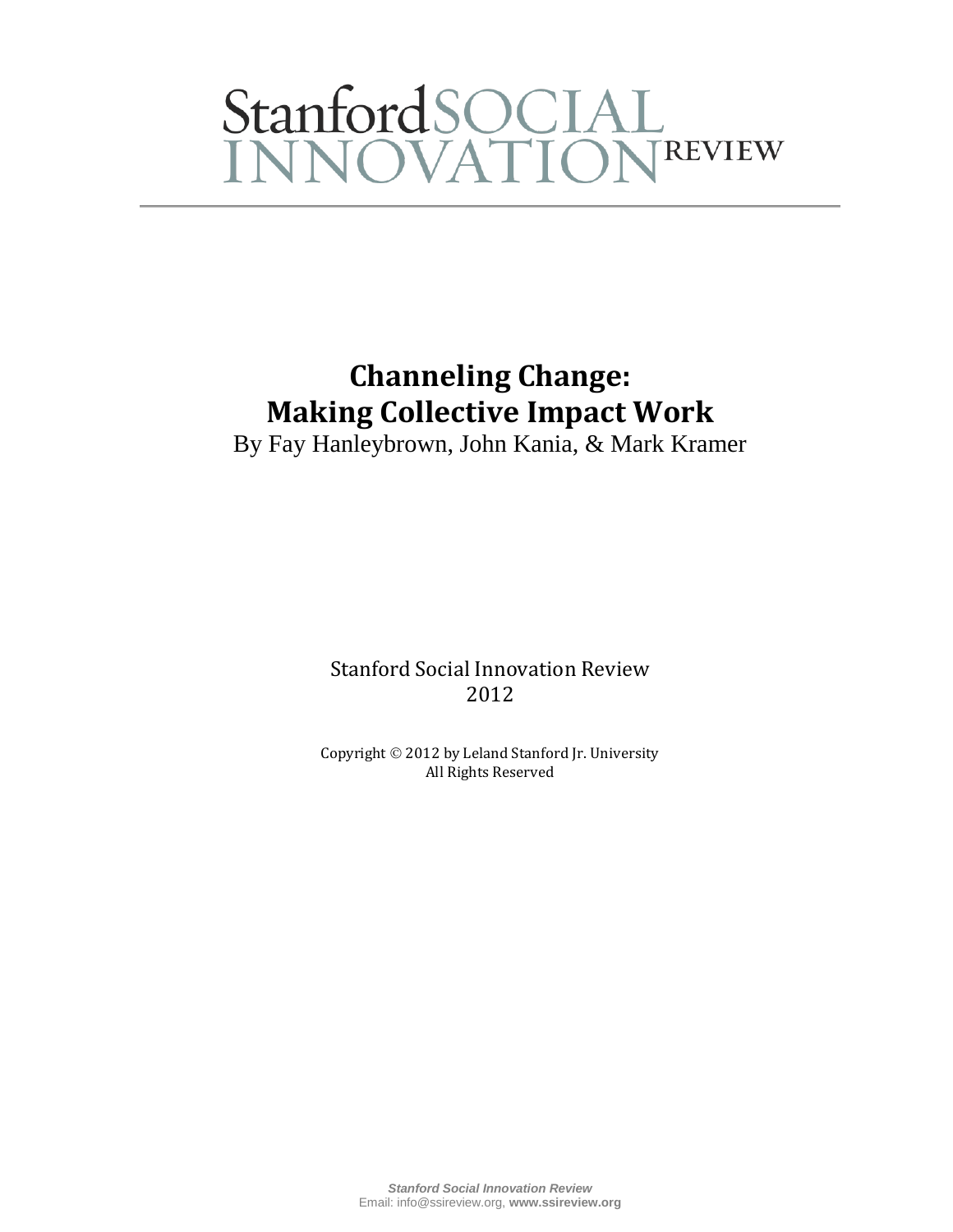Stanford SOCIAL INNOVATION REVIEW

# Channeling Change: Making Collective Impact Work

By Fay Hanleybrown, John Kania, & Mark Kramer

Stanford Social Innovation Review
2012

Copyright © 2012 by Leland Stanford Jr. University
All Rights Reserved

*Stanford Social Innovation Review*
Email: info@ssireview.org, **www.ssireview.org**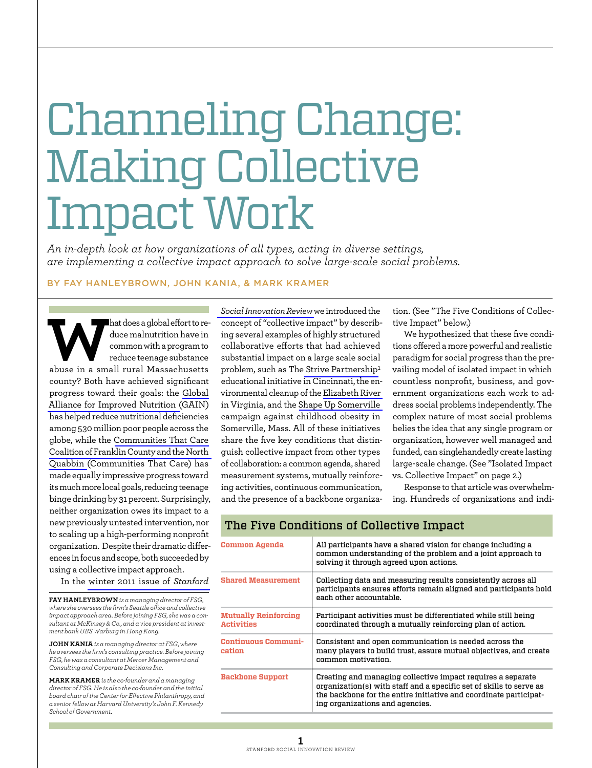# Channeling Change: Making Collective Impact Work

*An in-depth look at how organizations of all types, acting in diverse settings, are implementing a collective impact approach to solve large-scale social problems.*

BY FAY HANLEYBROWN, JOHN KANIA, & MARK KRAMER

What does a global effort to reduce malnutrition have in common with a program to reduce teenage substance abuse in a small rural Massachusetts county? Both have achieved significant progress toward their goals: the Global Alliance for Improved Nutrition (GAIN) has helped reduce nutritional deficiencies among 530 million poor people across the globe, while the Communities That Care Coalition of Franklin County and the North Quabbin (Communities That Care) has made equally impressive progress toward its much more local goals, reducing teenage binge drinking by 31 percent. Surprisingly, neither organization owes its impact to a new previously untested intervention, nor to scaling up a high-performing nonprofit organization. Despite their dramatic differences in focus and scope, both succeeded by using a collective impact approach.

In the winter 2011 issue of *Stanford Social Innovation Review* we introduced the concept of "collective impact" by describing several examples of highly structured collaborative efforts that had achieved substantial impact on a large scale social problem, such as The Strive Partnership[1] educational initiative in Cincinnati, the environmental cleanup of the Elizabeth River in Virginia, and the Shape Up Somerville campaign against childhood obesity in Somerville, Mass. All of these initiatives share the five key conditions that distinguish collective impact from other types of collaboration: a common agenda, shared measurement systems, mutually reinforcing activities, continuous communication, and the presence of a backbone organization. (See "The Five Conditions of Collective Impact" below.)

We hypothesized that these five conditions offered a more powerful and realistic paradigm for social progress than the prevailing model of isolated impact in which countless nonprofit, business, and government organizations each work to address social problems independently. The complex nature of most social problems belies the idea that any single program or organization, however well managed and funded, can singlehandedly create lasting large-scale change. (See "Isolated Impact vs. Collective Impact" on page 2.)

Response to that article was overwhelming. Hundreds of organizations and indi-

**FAY HANLEYBROWN** *is a managing director of FSG, where she oversees the firm's Seattle office and collective impact approach area. Before joining FSG, she was a consultant at McKinsey & Co., and a vice president at investment bank UBS Warburg in Hong Kong.*

**JOHN KANIA** *is a managing director at FSG, where he oversees the firm's consulting practice. Before joining FSG, he was a consultant at Mercer Management and Consulting and Corporate Decisions Inc.*

**MARK KRAMER** *is the co-founder and a managing director of FSG. He is also the co-founder and the initial board chair of the Center for Effective Philanthropy, and a senior fellow at Harvard University's John F. Kennedy School of Government.*

## The Five Conditions of Collective Impact

| Condition | Description |
|---|---|
| **Common Agenda** | All participants have a shared vision for change including a common understanding of the problem and a joint approach to solving it through agreed upon actions. |
| **Shared Measurement** | Collecting data and measuring results consistently across all participants ensures efforts remain aligned and participants hold each other accountable. |
| **Mutually Reinforcing Activities** | Participant activities must be differentiated while still being coordinated through a mutually reinforcing plan of action. |
| **Continuous Communication** | Consistent and open communication is needed across the many players to build trust, assure mutual objectives, and create common motivation. |
| **Backbone Support** | Creating and managing collective impact requires a separate organization(s) with staff and a specific set of skills to serve as the backbone for the entire initiative and coordinate participating organizations and agencies. |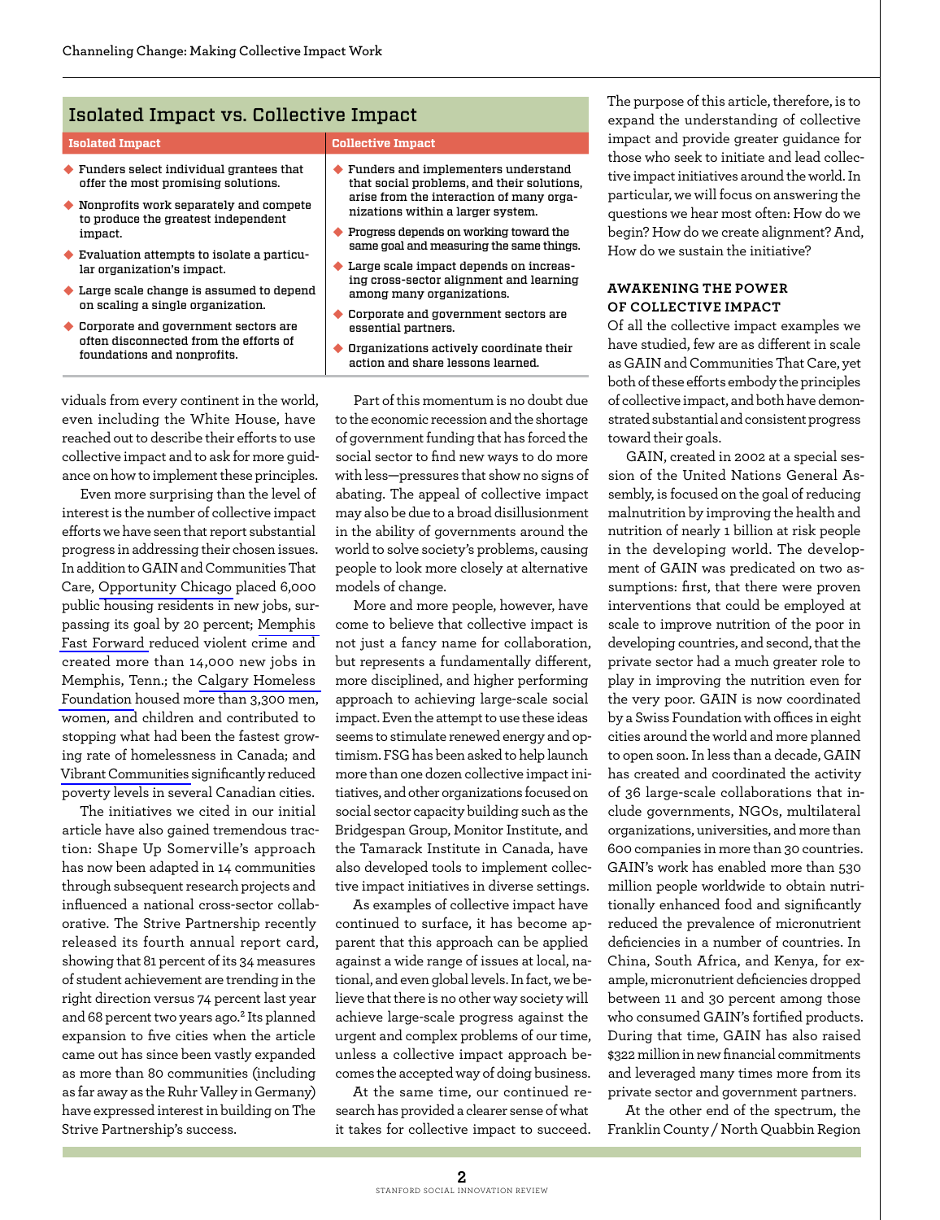## Isolated Impact vs. Collective Impact

| Isolated Impact | Collective Impact |
|---|---|
| ◆ Funders select individual grantees that offer the most promising solutions.<br>◆ Nonprofits work separately and compete to produce the greatest independent impact.<br>◆ Evaluation attempts to isolate a particular organization's impact.<br>◆ Large scale change is assumed to depend on scaling a single organization.<br>◆ Corporate and government sectors are often disconnected from the efforts of foundations and nonprofits. | ◆ Funders and implementers understand that social problems, and their solutions, arise from the interaction of many organizations within a larger system.<br>◆ Progress depends on working toward the same goal and measuring the same things.<br>◆ Large scale impact depends on increasing cross-sector alignment and learning among many organizations.<br>◆ Corporate and government sectors are essential partners.<br>◆ Organizations actively coordinate their action and share lessons learned. |

viduals from every continent in the world, even including the White House, have reached out to describe their efforts to use collective impact and to ask for more guidance on how to implement these principles.

Even more surprising than the level of interest is the number of collective impact efforts we have seen that report substantial progress in addressing their chosen issues. In addition to GAIN and Communities That Care, Opportunity Chicago placed 6,000 public housing residents in new jobs, surpassing its goal by 20 percent; Memphis Fast Forward reduced violent crime and created more than 14,000 new jobs in Memphis, Tenn.; the Calgary Homeless Foundation housed more than 3,300 men, women, and children and contributed to stopping what had been the fastest growing rate of homelessness in Canada; and Vibrant Communities significantly reduced poverty levels in several Canadian cities.

The initiatives we cited in our initial article have also gained tremendous traction: Shape Up Somerville's approach has now been adapted in 14 communities through subsequent research projects and influenced a national cross-sector collaborative. The Strive Partnership recently released its fourth annual report card, showing that 81 percent of its 34 measures of student achievement are trending in the right direction versus 74 percent last year and 68 percent two years ago.[2] Its planned expansion to five cities when the article came out has since been vastly expanded as more than 80 communities (including as far away as the Ruhr Valley in Germany) have expressed interest in building on The Strive Partnership's success.

Part of this momentum is no doubt due to the economic recession and the shortage of government funding that has forced the social sector to find new ways to do more with less—pressures that show no signs of abating. The appeal of collective impact may also be due to a broad disillusionment in the ability of governments around the world to solve society's problems, causing people to look more closely at alternative models of change.

More and more people, however, have come to believe that collective impact is not just a fancy name for collaboration, but represents a fundamentally different, more disciplined, and higher performing approach to achieving large-scale social impact. Even the attempt to use these ideas seems to stimulate renewed energy and optimism. FSG has been asked to help launch more than one dozen collective impact initiatives, and other organizations focused on social sector capacity building such as the Bridgespan Group, Monitor Institute, and the Tamarack Institute in Canada, have also developed tools to implement collective impact initiatives in diverse settings.

As examples of collective impact have continued to surface, it has become apparent that this approach can be applied against a wide range of issues at local, national, and even global levels. In fact, we believe that there is no other way society will achieve large-scale progress against the urgent and complex problems of our time, unless a collective impact approach becomes the accepted way of doing business.

At the same time, our continued research has provided a clearer sense of what it takes for collective impact to succeed. The purpose of this article, therefore, is to expand the understanding of collective impact and provide greater guidance for those who seek to initiate and lead collective impact initiatives around the world. In particular, we will focus on answering the questions we hear most often: How do we begin? How do we create alignment? And, How do we sustain the initiative?

### AWAKENING THE POWER OF COLLECTIVE IMPACT

Of all the collective impact examples we have studied, few are as different in scale as GAIN and Communities That Care, yet both of these efforts embody the principles of collective impact, and both have demonstrated substantial and consistent progress toward their goals.

GAIN, created in 2002 at a special session of the United Nations General Assembly, is focused on the goal of reducing malnutrition by improving the health and nutrition of nearly 1 billion at risk people in the developing world. The development of GAIN was predicated on two assumptions: first, that there were proven interventions that could be employed at scale to improve nutrition of the poor in developing countries, and second, that the private sector had a much greater role to play in improving the nutrition even for the very poor. GAIN is now coordinated by a Swiss Foundation with offices in eight cities around the world and more planned to open soon. In less than a decade, GAIN has created and coordinated the activity of 36 large-scale collaborations that include governments, NGOs, multilateral organizations, universities, and more than 600 companies in more than 30 countries. GAIN's work has enabled more than 530 million people worldwide to obtain nutritionally enhanced food and significantly reduced the prevalence of micronutrient deficiencies in a number of countries. In China, South Africa, and Kenya, for example, micronutrient deficiencies dropped between 11 and 30 percent among those who consumed GAIN's fortified products. During that time, GAIN has also raised $322 million in new financial commitments and leveraged many times more from its private sector and government partners.

At the other end of the spectrum, the Franklin County / North Quabbin Region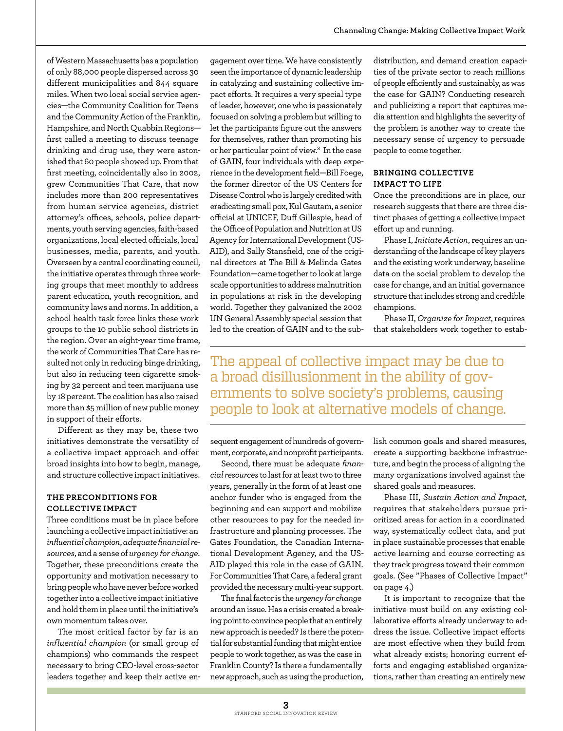of Western Massachusetts has a population of only 88,000 people dispersed across 30 different municipalities and 844 square miles. When two local social service agencies—the Community Coalition for Teens and the Community Action of the Franklin, Hampshire, and North Quabbin Regions—first called a meeting to discuss teenage drinking and drug use, they were astonished that 60 people showed up. From that first meeting, coincidentally also in 2002, grew Communities That Care, that now includes more than 200 representatives from human service agencies, district attorney's offices, schools, police departments, youth serving agencies, faith-based organizations, local elected officials, local businesses, media, parents, and youth. Overseen by a central coordinating council, the initiative operates through three working groups that meet monthly to address parent education, youth recognition, and community laws and norms. In addition, a school health task force links these work groups to the 10 public school districts in the region. Over an eight-year time frame, the work of Communities That Care has resulted not only in reducing binge drinking, but also in reducing teen cigarette smoking by 32 percent and teen marijuana use by 18 percent. The coalition has also raised more than $5 million of new public money in support of their efforts.

Different as they may be, these two initiatives demonstrate the versatility of a collective impact approach and offer broad insights into how to begin, manage, and structure collective impact initiatives.

## THE PRECONDITIONS FOR COLLECTIVE IMPACT

Three conditions must be in place before launching a collective impact initiative: an *influential champion*, *adequate financial resources*, and a sense of *urgency for change*. Together, these preconditions create the opportunity and motivation necessary to bring people who have never before worked together into a collective impact initiative and hold them in place until the initiative's own momentum takes over.

The most critical factor by far is an *influential champion* (or small group of champions) who commands the respect necessary to bring CEO-level cross-sector leaders together and keep their active engagement over time. We have consistently seen the importance of dynamic leadership in catalyzing and sustaining collective impact efforts. It requires a very special type of leader, however, one who is passionately focused on solving a problem but willing to let the participants figure out the answers for themselves, rather than promoting his or her particular point of view.[3] In the case of GAIN, four individuals with deep experience in the development field—Bill Foege, the former director of the US Centers for Disease Control who is largely credited with eradicating small pox, Kul Gautam, a senior official at UNICEF, Duff Gillespie, head of the Office of Population and Nutrition at US Agency for International Development (USAID), and Sally Stansfield, one of the original directors at The Bill & Melinda Gates Foundation—came together to look at large scale opportunities to address malnutrition in populations at risk in the developing world. Together they galvanized the 2002 UN General Assembly special session that led to the creation of GAIN and to the subsequent engagement of hundreds of government, corporate, and nonprofit participants.

Second, there must be adequate *financial resources* to last for at least two to three years, generally in the form of at least one anchor funder who is engaged from the beginning and can support and mobilize other resources to pay for the needed infrastructure and planning processes. The Gates Foundation, the Canadian International Development Agency, and the USAID played this role in the case of GAIN. For Communities That Care, a federal grant provided the necessary multi-year support.

The final factor is the *urgency for change* around an issue. Has a crisis created a breaking point to convince people that an entirely new approach is needed? Is there the potential for substantial funding that might entice people to work together, as was the case in Franklin County? Is there a fundamentally new approach, such as using the production, distribution, and demand creation capacities of the private sector to reach millions of people efficiently and sustainably, as was the case for GAIN? Conducting research and publicizing a report that captures media attention and highlights the severity of the problem is another way to create the necessary sense of urgency to persuade people to come together.

> The appeal of collective impact may be due to a broad disillusionment in the ability of governments to solve society's problems, causing people to look at alternative models of change.

## BRINGING COLLECTIVE IMPACT TO LIFE

Once the preconditions are in place, our research suggests that there are three distinct phases of getting a collective impact effort up and running.

Phase I, *Initiate Action*, requires an understanding of the landscape of key players and the existing work underway, baseline data on the social problem to develop the case for change, and an initial governance structure that includes strong and credible champions.

Phase II, *Organize for Impact*, requires that stakeholders work together to establish common goals and shared measures, create a supporting backbone infrastructure, and begin the process of aligning the many organizations involved against the shared goals and measures.

Phase III, *Sustain Action and Impact*, requires that stakeholders pursue prioritized areas for action in a coordinated way, systematically collect data, and put in place sustainable processes that enable active learning and course correcting as they track progress toward their common goals. (See "Phases of Collective Impact" on page 4.)

It is important to recognize that the initiative must build on any existing collaborative efforts already underway to address the issue. Collective impact efforts are most effective when they build from what already exists; honoring current efforts and engaging established organizations, rather than creating an entirely new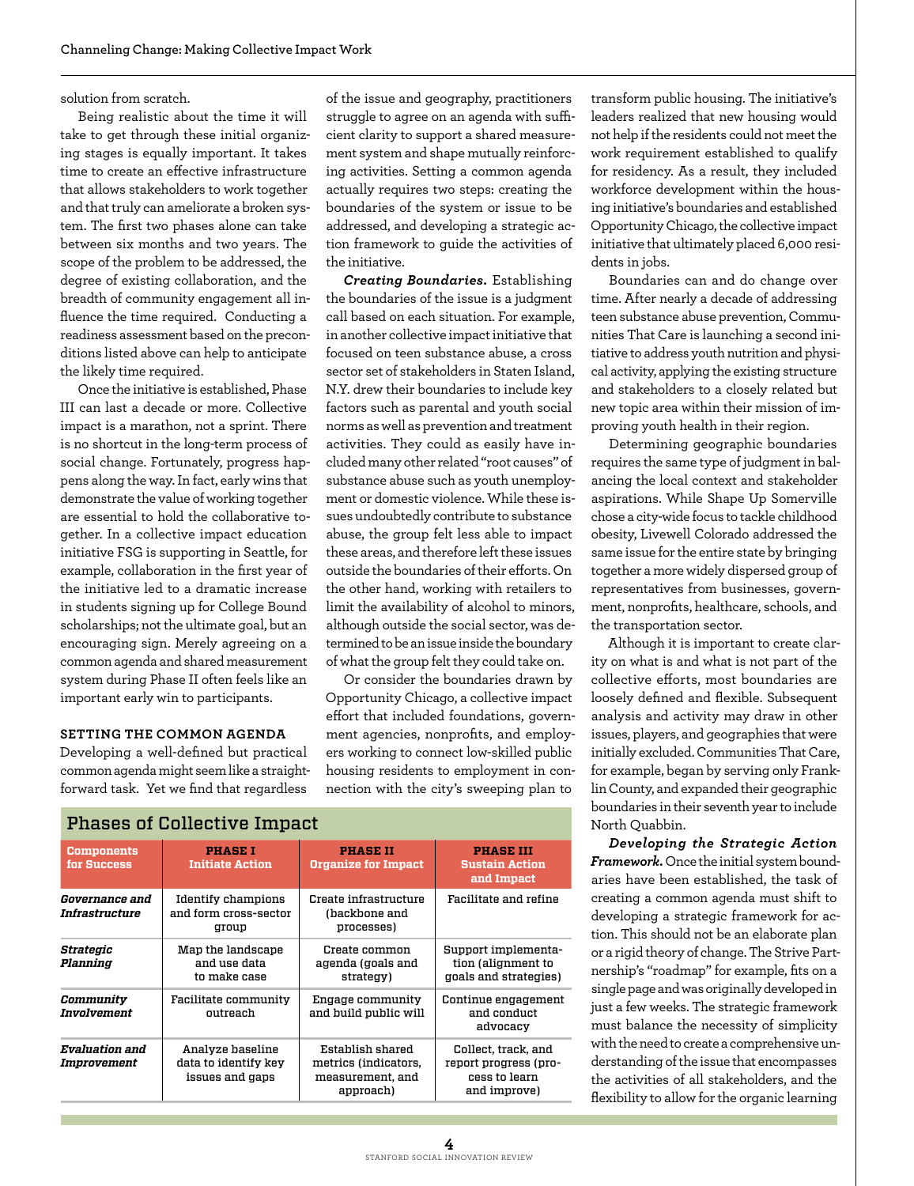solution from scratch.

Being realistic about the time it will take to get through these initial organizing stages is equally important. It takes time to create an effective infrastructure that allows stakeholders to work together and that truly can ameliorate a broken system. The first two phases alone can take between six months and two years. The scope of the problem to be addressed, the degree of existing collaboration, and the breadth of community engagement all influence the time required. Conducting a readiness assessment based on the preconditions listed above can help to anticipate the likely time required.

Once the initiative is established, Phase III can last a decade or more. Collective impact is a marathon, not a sprint. There is no shortcut in the long-term process of social change. Fortunately, progress happens along the way. In fact, early wins that demonstrate the value of working together are essential to hold the collaborative together. In a collective impact education initiative FSG is supporting in Seattle, for example, collaboration in the first year of the initiative led to a dramatic increase in students signing up for College Bound scholarships; not the ultimate goal, but an encouraging sign. Merely agreeing on a common agenda and shared measurement system during Phase II often feels like an important early win to participants.

## SETTING THE COMMON AGENDA

Developing a well-defined but practical common agenda might seem like a straightforward task. Yet we find that regardless of the issue and geography, practitioners struggle to agree on an agenda with sufficient clarity to support a shared measurement system and shape mutually reinforcing activities. Setting a common agenda actually requires two steps: creating the boundaries of the system or issue to be addressed, and developing a strategic action framework to guide the activities of the initiative.

***Creating Boundaries.*** Establishing the boundaries of the issue is a judgment call based on each situation. For example, in another collective impact initiative that focused on teen substance abuse, a cross sector set of stakeholders in Staten Island, N.Y. drew their boundaries to include key factors such as parental and youth social norms as well as prevention and treatment activities. They could as easily have included many other related "root causes" of substance abuse such as youth unemployment or domestic violence. While these issues undoubtedly contribute to substance abuse, the group felt less able to impact these areas, and therefore left these issues outside the boundaries of their efforts. On the other hand, working with retailers to limit the availability of alcohol to minors, although outside the social sector, was determined to be an issue inside the boundary of what the group felt they could take on.

Or consider the boundaries drawn by Opportunity Chicago, a collective impact effort that included foundations, government agencies, nonprofits, and employers working to connect low-skilled public housing residents to employment in connection with the city's sweeping plan to transform public housing. The initiative's leaders realized that new housing would not help if the residents could not meet the work requirement established to qualify for residency. As a result, they included workforce development within the housing initiative's boundaries and established Opportunity Chicago, the collective impact initiative that ultimately placed 6,000 residents in jobs.

Boundaries can and do change over time. After nearly a decade of addressing teen substance abuse prevention, Communities That Care is launching a second initiative to address youth nutrition and physical activity, applying the existing structure and stakeholders to a closely related but new topic area within their mission of improving youth health in their region.

Determining geographic boundaries requires the same type of judgment in balancing the local context and stakeholder aspirations. While Shape Up Somerville chose a city-wide focus to tackle childhood obesity, Livewell Colorado addressed the same issue for the entire state by bringing together a more widely dispersed group of representatives from businesses, government, nonprofits, healthcare, schools, and the transportation sector.

Although it is important to create clarity on what is and what is not part of the collective efforts, most boundaries are loosely defined and flexible. Subsequent analysis and activity may draw in other issues, players, and geographies that were initially excluded. Communities That Care, for example, began by serving only Franklin County, and expanded their geographic boundaries in their seventh year to include North Quabbin.

***Developing the Strategic Action Framework.*** Once the initial system boundaries have been established, the task of creating a common agenda must shift to developing a strategic framework for action. This should not be an elaborate plan or a rigid theory of change. The Strive Partnership's "roadmap" for example, fits on a single page and was originally developed in just a few weeks. The strategic framework must balance the necessity of simplicity with the need to create a comprehensive understanding of the issue that encompasses the activities of all stakeholders, and the flexibility to allow for the organic learning

### Phases of Collective Impact

| Components for Success | PHASE I Initiate Action | PHASE II Organize for Impact | PHASE III Sustain Action and Impact |
|---|---|---|---|
| ***Governance and Infrastructure*** | Identify champions and form cross-sector group | Create infrastructure (backbone and processes) | Facilitate and refine |
| ***Strategic Planning*** | Map the landscape and use data to make case | Create common agenda (goals and strategy) | Support implementation (alignment to goals and strategies) |
| ***Community Involvement*** | Facilitate community outreach | Engage community and build public will | Continue engagement and conduct advocacy |
| ***Evaluation and Improvement*** | Analyze baseline data to identify key issues and gaps | Establish shared metrics (indicators, measurement, and approach) | Collect, track, and report progress (process to learn and improve) |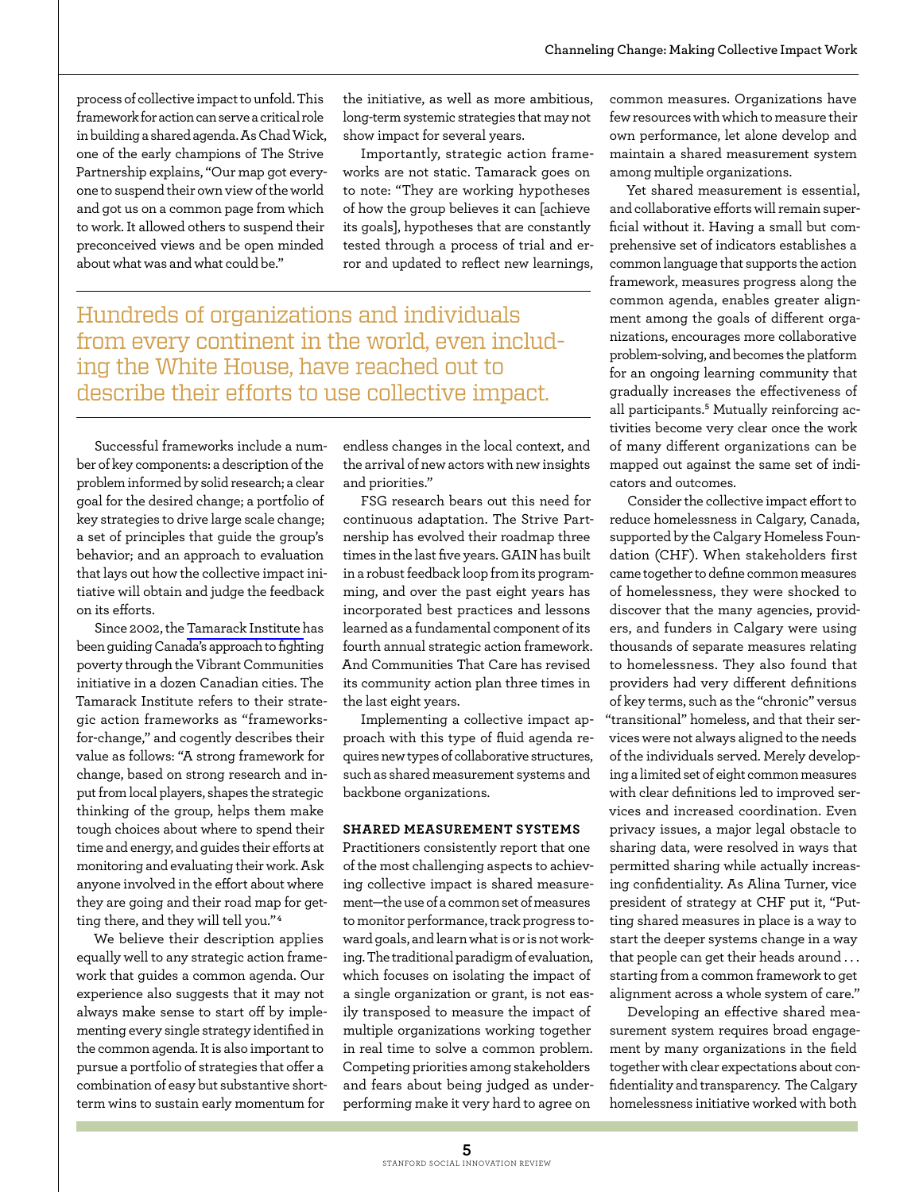process of collective impact to unfold. This framework for action can serve a critical role in building a shared agenda. As Chad Wick, one of the early champions of The Strive Partnership explains, "Our map got everyone to suspend their own view of the world and got us on a common page from which to work. It allowed others to suspend their preconceived views and be open minded about what was and what could be."

> Hundreds of organizations and individuals from every continent in the world, even including the White House, have reached out to describe their efforts to use collective impact.

Successful frameworks include a number of key components: a description of the problem informed by solid research; a clear goal for the desired change; a portfolio of key strategies to drive large scale change; a set of principles that guide the group's behavior; and an approach to evaluation that lays out how the collective impact initiative will obtain and judge the feedback on its efforts.

Since 2002, the Tamarack Institute has been guiding Canada's approach to fighting poverty through the Vibrant Communities initiative in a dozen Canadian cities. The Tamarack Institute refers to their strategic action frameworks as "frameworks-for-change," and cogently describes their value as follows: "A strong framework for change, based on strong research and input from local players, shapes the strategic thinking of the group, helps them make tough choices about where to spend their time and energy, and guides their efforts at monitoring and evaluating their work. Ask anyone involved in the effort about where they are going and their road map for getting there, and they will tell you."[4]

We believe their description applies equally well to any strategic action framework that guides a common agenda. Our experience also suggests that it may not always make sense to start off by implementing every single strategy identified in the common agenda. It is also important to pursue a portfolio of strategies that offer a combination of easy but substantive short-term wins to sustain early momentum for the initiative, as well as more ambitious, long-term systemic strategies that may not show impact for several years.

Importantly, strategic action frameworks are not static. Tamarack goes on to note: "They are working hypotheses of how the group believes it can [achieve its goals], hypotheses that are constantly tested through a process of trial and error and updated to reflect new learnings, endless changes in the local context, and the arrival of new actors with new insights and priorities."

FSG research bears out this need for continuous adaptation. The Strive Partnership has evolved their roadmap three times in the last five years. GAIN has built in a robust feedback loop from its programming, and over the past eight years has incorporated best practices and lessons learned as a fundamental component of its fourth annual strategic action framework. And Communities That Care has revised its community action plan three times in the last eight years.

Implementing a collective impact approach with this type of fluid agenda requires new types of collaborative structures, such as shared measurement systems and backbone organizations.

### SHARED MEASUREMENT SYSTEMS

Practitioners consistently report that one of the most challenging aspects to achieving collective impact is shared measurement—the use of a common set of measures to monitor performance, track progress toward goals, and learn what is or is not working. The traditional paradigm of evaluation, which focuses on isolating the impact of a single organization or grant, is not easily transposed to measure the impact of multiple organizations working together in real time to solve a common problem. Competing priorities among stakeholders and fears about being judged as underperforming make it very hard to agree on common measures. Organizations have few resources with which to measure their own performance, let alone develop and maintain a shared measurement system among multiple organizations.

Yet shared measurement is essential, and collaborative efforts will remain superficial without it. Having a small but comprehensive set of indicators establishes a common language that supports the action framework, measures progress along the common agenda, enables greater alignment among the goals of different organizations, encourages more collaborative problem-solving, and becomes the platform for an ongoing learning community that gradually increases the effectiveness of all participants.[5] Mutually reinforcing activities become very clear once the work of many different organizations can be mapped out against the same set of indicators and outcomes.

Consider the collective impact effort to reduce homelessness in Calgary, Canada, supported by the Calgary Homeless Foundation (CHF). When stakeholders first came together to define common measures of homelessness, they were shocked to discover that the many agencies, providers, and funders in Calgary were using thousands of separate measures relating to homelessness. They also found that providers had very different definitions of key terms, such as the "chronic" versus "transitional" homeless, and that their services were not always aligned to the needs of the individuals served. Merely developing a limited set of eight common measures with clear definitions led to improved services and increased coordination. Even privacy issues, a major legal obstacle to sharing data, were resolved in ways that permitted sharing while actually increasing confidentiality. As Alina Turner, vice president of strategy at CHF put it, "Putting shared measures in place is a way to start the deeper systems change in a way that people can get their heads around . . . starting from a common framework to get alignment across a whole system of care."

Developing an effective shared measurement system requires broad engagement by many organizations in the field together with clear expectations about confidentiality and transparency. The Calgary homelessness initiative worked with both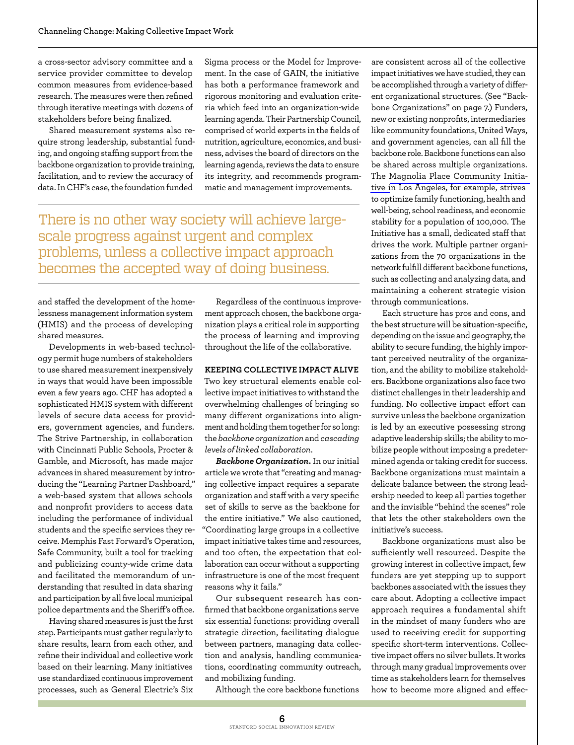a cross-sector advisory committee and a service provider committee to develop common measures from evidence-based research. The measures were then refined through iterative meetings with dozens of stakeholders before being finalized.

Shared measurement systems also require strong leadership, substantial funding, and ongoing staffing support from the backbone organization to provide training, facilitation, and to review the accuracy of data. In CHF's case, the foundation funded and staffed the development of the homelessness management information system (HMIS) and the process of developing shared measures.

Developments in web-based technology permit huge numbers of stakeholders to use shared measurement inexpensively in ways that would have been impossible even a few years ago. CHF has adopted a sophisticated HMIS system with different levels of secure data access for providers, government agencies, and funders. The Strive Partnership, in collaboration with Cincinnati Public Schools, Procter & Gamble, and Microsoft, has made major advances in shared measurement by introducing the "Learning Partner Dashboard," a web-based system that allows schools and nonprofit providers to access data including the performance of individual students and the specific services they receive. Memphis Fast Forward's Operation, Safe Community, built a tool for tracking and publicizing county-wide crime data and facilitated the memorandum of understanding that resulted in data sharing and participation by all five local municipal police departments and the Sheriff's office.

Having shared measures is just the first step. Participants must gather regularly to share results, learn from each other, and refine their individual and collective work based on their learning. Many initiatives use standardized continuous improvement processes, such as General Electric's Six Sigma process or the Model for Improvement. In the case of GAIN, the initiative has both a performance framework and rigorous monitoring and evaluation criteria which feed into an organization-wide learning agenda. Their Partnership Council, comprised of world experts in the fields of nutrition, agriculture, economics, and business, advises the board of directors on the learning agenda, reviews the data to ensure its integrity, and recommends programmatic and management improvements.

> There is no other way society will achieve large-scale progress against urgent and complex problems, unless a collective impact approach becomes the accepted way of doing business.

Regardless of the continuous improvement approach chosen, the backbone organization plays a critical role in supporting the process of learning and improving throughout the life of the collaborative.

## KEEPING COLLECTIVE IMPACT ALIVE

Two key structural elements enable collective impact initiatives to withstand the overwhelming challenges of bringing so many different organizations into alignment and holding them together for so long: the *backbone organization* and *cascading levels of linked collaboration*.

***Backbone Organization.*** In our initial article we wrote that "creating and managing collective impact requires a separate organization and staff with a very specific set of skills to serve as the backbone for the entire initiative." We also cautioned, "Coordinating large groups in a collective impact initiative takes time and resources, and too often, the expectation that collaboration can occur without a supporting infrastructure is one of the most frequent reasons why it fails."

Our subsequent research has confirmed that backbone organizations serve six essential functions: providing overall strategic direction, facilitating dialogue between partners, managing data collection and analysis, handling communications, coordinating community outreach, and mobilizing funding.

Although the core backbone functions are consistent across all of the collective impact initiatives we have studied, they can be accomplished through a variety of different organizational structures. (See "Backbone Organizations" on page 7.) Funders, new or existing nonprofits, intermediaries like community foundations, United Ways, and government agencies, can all fill the backbone role. Backbone functions can also be shared across multiple organizations. The Magnolia Place Community Initiative in Los Angeles, for example, strives to optimize family functioning, health and well-being, school readiness, and economic stability for a population of 100,000. The Initiative has a small, dedicated staff that drives the work. Multiple partner organizations from the 70 organizations in the network fulfill different backbone functions, such as collecting and analyzing data, and maintaining a coherent strategic vision through communications.

Each structure has pros and cons, and the best structure will be situation-specific, depending on the issue and geography, the ability to secure funding, the highly important perceived neutrality of the organization, and the ability to mobilize stakeholders. Backbone organizations also face two distinct challenges in their leadership and funding. No collective impact effort can survive unless the backbone organization is led by an executive possessing strong adaptive leadership skills; the ability to mobilize people without imposing a predetermined agenda or taking credit for success. Backbone organizations must maintain a delicate balance between the strong leadership needed to keep all parties together and the invisible "behind the scenes" role that lets the other stakeholders own the initiative's success.

Backbone organizations must also be sufficiently well resourced. Despite the growing interest in collective impact, few funders are yet stepping up to support backbones associated with the issues they care about. Adopting a collective impact approach requires a fundamental shift in the mindset of many funders who are used to receiving credit for supporting specific short-term interventions. Collective impact offers no silver bullets. It works through many gradual improvements over time as stakeholders learn for themselves how to become more aligned and effec-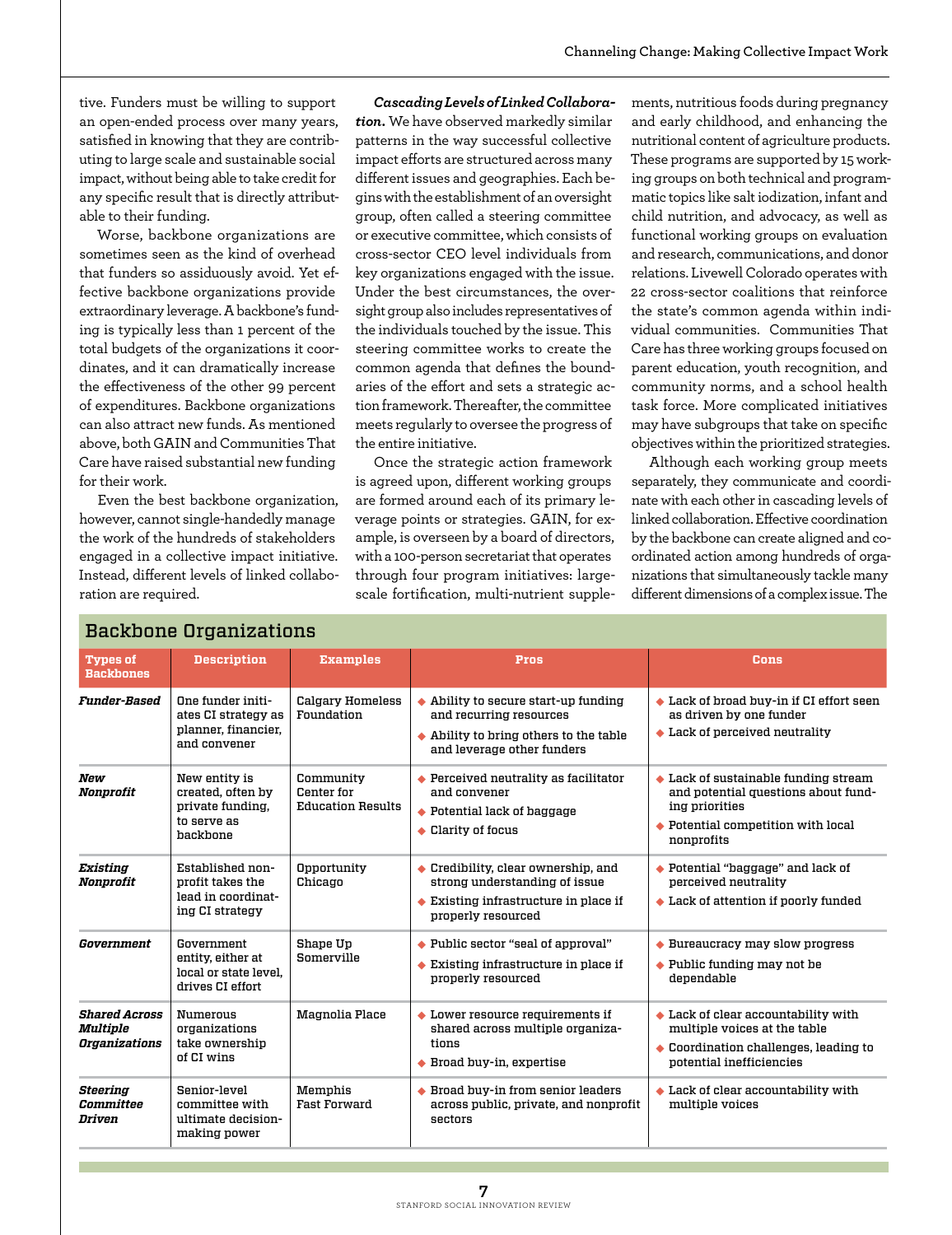tive. Funders must be willing to support an open-ended process over many years, satisfied in knowing that they are contributing to large scale and sustainable social impact, without being able to take credit for any specific result that is directly attributable to their funding.

Worse, backbone organizations are sometimes seen as the kind of overhead that funders so assiduously avoid. Yet effective backbone organizations provide extraordinary leverage. A backbone's funding is typically less than 1 percent of the total budgets of the organizations it coordinates, and it can dramatically increase the effectiveness of the other 99 percent of expenditures. Backbone organizations can also attract new funds. As mentioned above, both GAIN and Communities That Care have raised substantial new funding for their work.

Even the best backbone organization, however, cannot single-handedly manage the work of the hundreds of stakeholders engaged in a collective impact initiative. Instead, different levels of linked collaboration are required.

***Cascading Levels of Linked Collaboration.*** We have observed markedly similar patterns in the way successful collective impact efforts are structured across many different issues and geographies. Each begins with the establishment of an oversight group, often called a steering committee or executive committee, which consists of cross-sector CEO level individuals from key organizations engaged with the issue. Under the best circumstances, the oversight group also includes representatives of the individuals touched by the issue. This steering committee works to create the common agenda that defines the boundaries of the effort and sets a strategic action framework. Thereafter, the committee meets regularly to oversee the progress of the entire initiative.

Once the strategic action framework is agreed upon, different working groups are formed around each of its primary leverage points or strategies. GAIN, for example, is overseen by a board of directors, with a 100-person secretariat that operates through four program initiatives: large-scale fortification, multi-nutrient supplements, nutritious foods during pregnancy and early childhood, and enhancing the nutritional content of agriculture products. These programs are supported by 15 working groups on both technical and programmatic topics like salt iodization, infant and child nutrition, and advocacy, as well as functional working groups on evaluation and research, communications, and donor relations. Livewell Colorado operates with 22 cross-sector coalitions that reinforce the state's common agenda within individual communities. Communities That Care has three working groups focused on parent education, youth recognition, and community norms, and a school health task force. More complicated initiatives may have subgroups that take on specific objectives within the prioritized strategies.

Although each working group meets separately, they communicate and coordinate with each other in cascading levels of linked collaboration. Effective coordination by the backbone can create aligned and coordinated action among hundreds of organizations that simultaneously tackle many different dimensions of a complex issue. The

## Backbone Organizations

| Types of Backbones | Description | Examples | Pros | Cons |
|---|---|---|---|---|
| ***Funder-Based*** | One funder initiates CI strategy as planner, financier, and convener | Calgary Homeless Foundation | ◆ Ability to secure start-up funding and recurring resources<br>◆ Ability to bring others to the table and leverage other funders | ◆ Lack of broad buy-in if CI effort seen as driven by one funder<br>◆ Lack of perceived neutrality |
| ***New Nonprofit*** | New entity is created, often by private funding, to serve as backbone | Community Center for Education Results | ◆ Perceived neutrality as facilitator and convener<br>◆ Potential lack of baggage<br>◆ Clarity of focus | ◆ Lack of sustainable funding stream and potential questions about funding priorities<br>◆ Potential competition with local nonprofits |
| ***Existing Nonprofit*** | Established nonprofit takes the lead in coordinating CI strategy | Opportunity Chicago | ◆ Credibility, clear ownership, and strong understanding of issue<br>◆ Existing infrastructure in place if properly resourced | ◆ Potential "baggage" and lack of perceived neutrality<br>◆ Lack of attention if poorly funded |
| ***Government*** | Government entity, either at local or state level, drives CI effort | Shape Up Somerville | ◆ Public sector "seal of approval"<br>◆ Existing infrastructure in place if properly resourced | ◆ Bureaucracy may slow progress<br>◆ Public funding may not be dependable |
| ***Shared Across Multiple Organizations*** | Numerous organizations take ownership of CI wins | Magnolia Place | ◆ Lower resource requirements if shared across multiple organizations<br>◆ Broad buy-in, expertise | ◆ Lack of clear accountability with multiple voices at the table<br>◆ Coordination challenges, leading to potential inefficiencies |
| ***Steering Committee Driven*** | Senior-level committee with ultimate decision-making power | Memphis Fast Forward | ◆ Broad buy-in from senior leaders across public, private, and nonprofit sectors | ◆ Lack of clear accountability with multiple voices |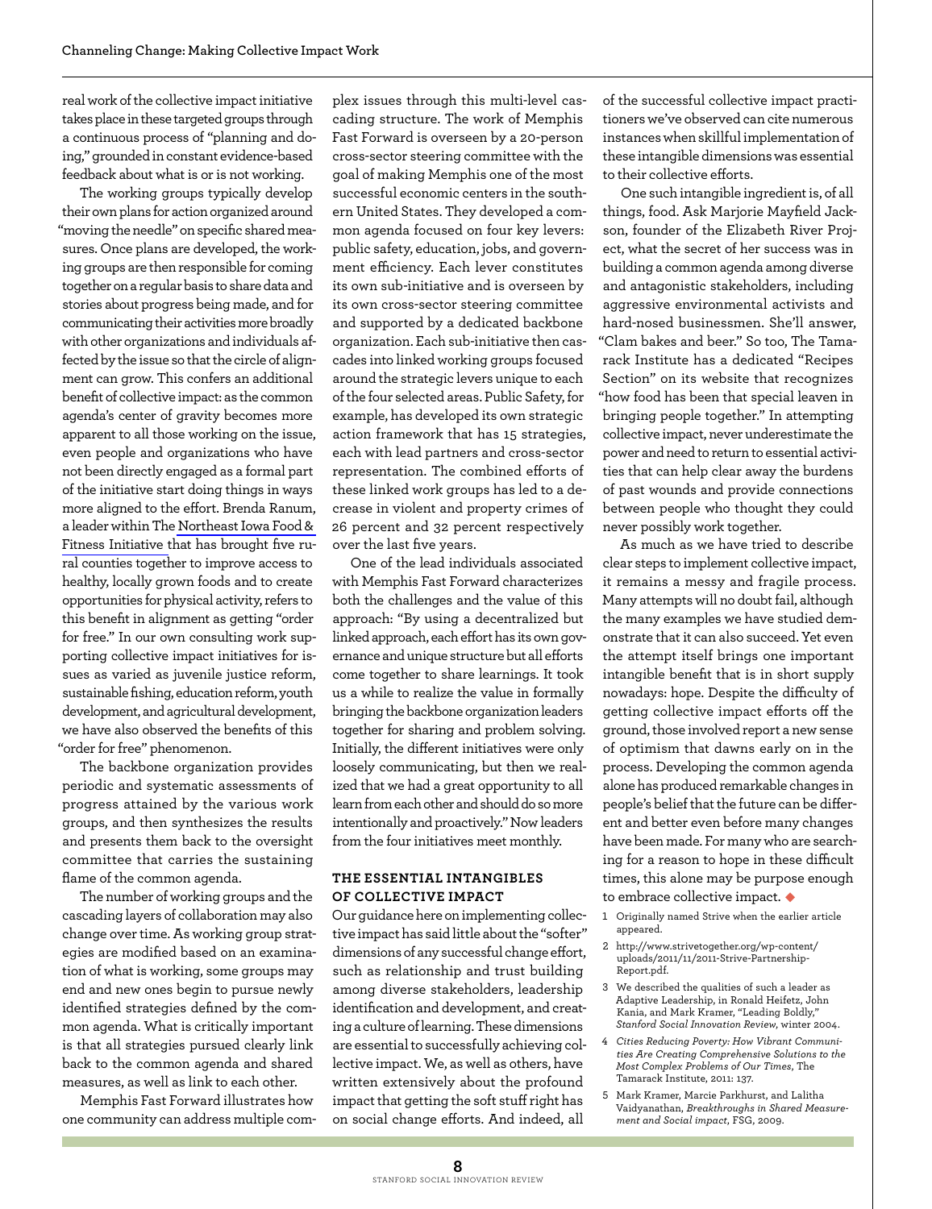real work of the collective impact initiative takes place in these targeted groups through a continuous process of "planning and doing," grounded in constant evidence-based feedback about what is or is not working.

The working groups typically develop their own plans for action organized around "moving the needle" on specific shared measures. Once plans are developed, the working groups are then responsible for coming together on a regular basis to share data and stories about progress being made, and for communicating their activities more broadly with other organizations and individuals affected by the issue so that the circle of alignment can grow. This confers an additional benefit of collective impact: as the common agenda's center of gravity becomes more apparent to all those working on the issue, even people and organizations who have not been directly engaged as a formal part of the initiative start doing things in ways more aligned to the effort. Brenda Ranum, a leader within The Northeast Iowa Food & Fitness Initiative that has brought five rural counties together to improve access to healthy, locally grown foods and to create opportunities for physical activity, refers to this benefit in alignment as getting "order for free." In our own consulting work supporting collective impact initiatives for issues as varied as juvenile justice reform, sustainable fishing, education reform, youth development, and agricultural development, we have also observed the benefits of this "order for free" phenomenon.

The backbone organization provides periodic and systematic assessments of progress attained by the various work groups, and then synthesizes the results and presents them back to the oversight committee that carries the sustaining flame of the common agenda.

The number of working groups and the cascading layers of collaboration may also change over time. As working group strategies are modified based on an examination of what is working, some groups may end and new ones begin to pursue newly identified strategies defined by the common agenda. What is critically important is that all strategies pursued clearly link back to the common agenda and shared measures, as well as link to each other.

Memphis Fast Forward illustrates how one community can address multiple complex issues through this multi-level cascading structure. The work of Memphis Fast Forward is overseen by a 20-person cross-sector steering committee with the goal of making Memphis one of the most successful economic centers in the southern United States. They developed a common agenda focused on four key levers: public safety, education, jobs, and government efficiency. Each lever constitutes its own sub-initiative and is overseen by its own cross-sector steering committee and supported by a dedicated backbone organization. Each sub-initiative then cascades into linked working groups focused around the strategic levers unique to each of the four selected areas. Public Safety, for example, has developed its own strategic action framework that has 15 strategies, each with lead partners and cross-sector representation. The combined efforts of these linked work groups has led to a decrease in violent and property crimes of 26 percent and 32 percent respectively over the last five years.

One of the lead individuals associated with Memphis Fast Forward characterizes both the challenges and the value of this approach: "By using a decentralized but linked approach, each effort has its own governance and unique structure but all efforts come together to share learnings. It took us a while to realize the value in formally bringing the backbone organization leaders together for sharing and problem solving. Initially, the different initiatives were only loosely communicating, but then we realized that we had a great opportunity to all learn from each other and should do so more intentionally and proactively." Now leaders from the four initiatives meet monthly.

## THE ESSENTIAL INTANGIBLES OF COLLECTIVE IMPACT

Our guidance here on implementing collective impact has said little about the "softer" dimensions of any successful change effort, such as relationship and trust building among diverse stakeholders, leadership identification and development, and creating a culture of learning. These dimensions are essential to successfully achieving collective impact. We, as well as others, have written extensively about the profound impact that getting the soft stuff right has on social change efforts. And indeed, all of the successful collective impact practitioners we've observed can cite numerous instances when skillful implementation of these intangible dimensions was essential to their collective efforts.

One such intangible ingredient is, of all things, food. Ask Marjorie Mayfield Jackson, founder of the Elizabeth River Project, what the secret of her success was in building a common agenda among diverse and antagonistic stakeholders, including aggressive environmental activists and hard-nosed businessmen. She'll answer, "Clam bakes and beer." So too, The Tamarack Institute has a dedicated "Recipes Section" on its website that recognizes "how food has been that special leaven in bringing people together." In attempting collective impact, never underestimate the power and need to return to essential activities that can help clear away the burdens of past wounds and provide connections between people who thought they could never possibly work together.

As much as we have tried to describe clear steps to implement collective impact, it remains a messy and fragile process. Many attempts will no doubt fail, although the many examples we have studied demonstrate that it can also succeed. Yet even the attempt itself brings one important intangible benefit that is in short supply nowadays: hope. Despite the difficulty of getting collective impact efforts off the ground, those involved report a new sense of optimism that dawns early on in the process. Developing the common agenda alone has produced remarkable changes in people's belief that the future can be different and better even before many changes have been made. For many who are searching for a reason to hope in these difficult times, this alone may be purpose enough to embrace collective impact. ◆

1 Originally named Strive when the earlier article appeared.

2 http://www.strivetogether.org/wp-content/uploads/2011/11/2011-Strive-Partnership-Report.pdf.

3 We described the qualities of such a leader as Adaptive Leadership, in Ronald Heifetz, John Kania, and Mark Kramer, "Leading Boldly," *Stanford Social Innovation Review*, winter 2004.

4 *Cities Reducing Poverty: How Vibrant Communities Are Creating Comprehensive Solutions to the Most Complex Problems of Our Times*, The Tamarack Institute, 2011: 137.

5 Mark Kramer, Marcie Parkhurst, and Lalitha Vaidyanathan, *Breakthroughs in Shared Measurement and Social impact*, FSG, 2009.